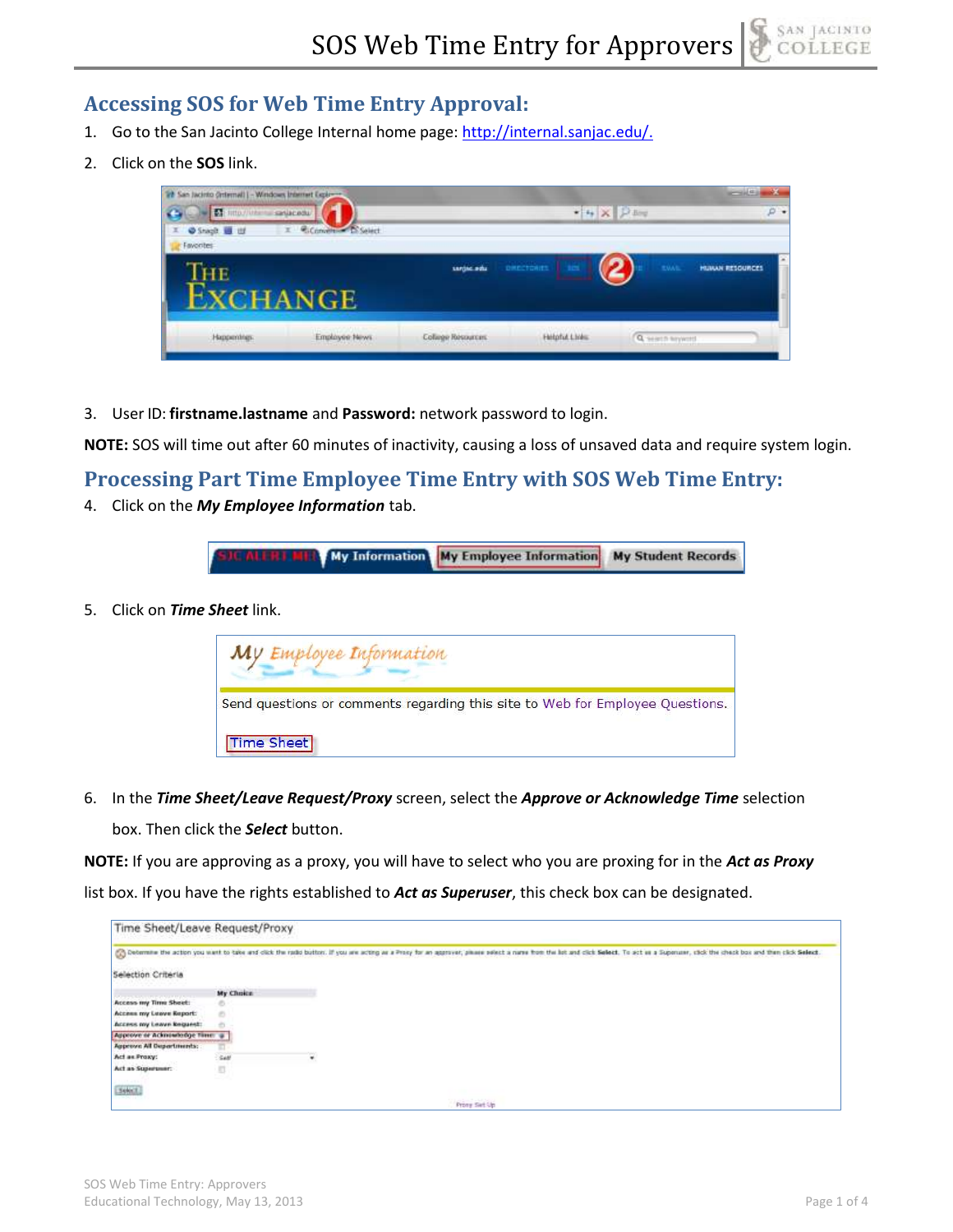## Accessing SOS for Web Time Entry Approval:

1. Go to the San Jacinto College Internal home page: http://internal.sanjac.edu/.
2. Click on the **SOS** link.
3. User ID: **firstname.lastname** and **Password:** network password to login.

**NOTE:** SOS will time out after 60 minutes of inactivity, causing a loss of unsaved data and require system login.

## Processing Part Time Employee Time Entry with SOS Web Time Entry:

4. Click on the ***My Employee Information*** tab.
5. Click on ***Time Sheet*** link.
6. In the ***Time Sheet/Leave Request/Proxy*** screen, select the ***Approve or Acknowledge Time*** selection box. Then click the ***Select*** button.

**NOTE:** If you are approving as a proxy, you will have to select who you are proxing for in the ***Act as Proxy*** list box. If you have the rights established to ***Act as Superuser***, this check box can be designated.

SOS Web Time Entry: Approvers
Educational Technology, May 13, 2013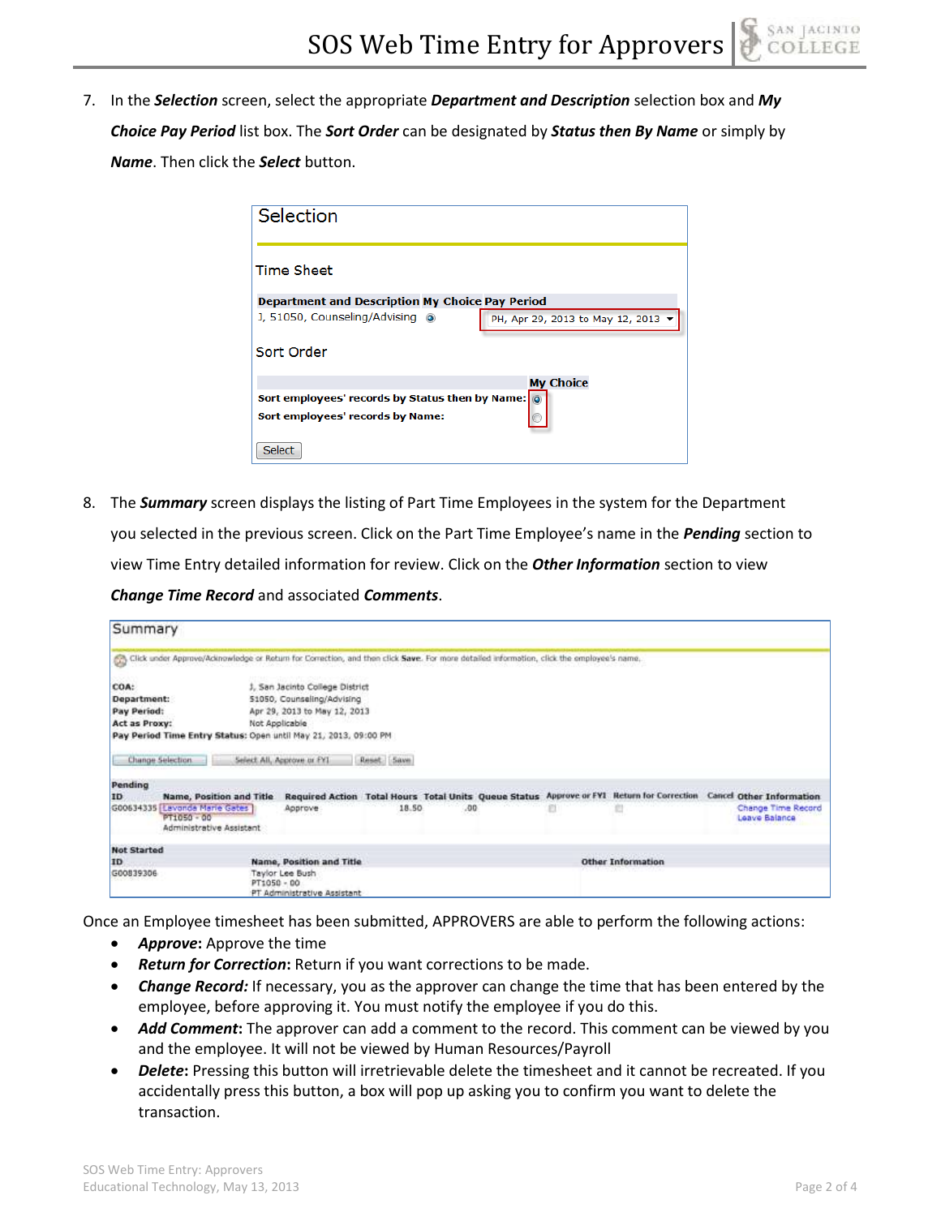7. In the ***Selection*** screen, select the appropriate ***Department and Description*** selection box and ***My Choice Pay Period*** list box. The ***Sort Order*** can be designated by ***Status then By Name*** or simply by ***Name***. Then click the ***Select*** button.

Selection

Time Sheet

| Department and Description | My Choice | Pay Period |
|---|---|---|
| J, 51050, Counseling/Advising | ◉ | PH, Apr 29, 2013 to May 12, 2013 |

Sort Order

| | My Choice |
|---|---|
| Sort employees' records by Status then by Name: | ◉ |
| Sort employees' records by Name: | ○ |

Select

8. The ***Summary*** screen displays the listing of Part Time Employees in the system for the Department you selected in the previous screen. Click on the Part Time Employee's name in the ***Pending*** section to view Time Entry detailed information for review. Click on the ***Other Information*** section to view ***Change Time Record*** and associated ***Comments***.

Summary

Click under Approve/Acknowledge or Return for Correction, and then click **Save**. For more detailed information, click the employee's name.

**COA:** J, San Jacinto College District
**Department:** 51050, Counseling/Advising
**Pay Period:** Apr 29, 2013 to May 12, 2013
**Act as Proxy:** Not Applicable
**Pay Period Time Entry Status:** Open until May 21, 2013, 09:00 PM

Change Selection | Select All, Approve or FYI | Reset | Save

**Pending**

| ID | Name, Position and Title | Required Action | Total Hours | Total Units | Queue Status | Approve or FYI | Return for Correction | Cancel | Other Information |
|---|---|---|---|---|---|---|---|---|---|
| G00634335 | Lavonda Marie Gates<br>PT1050 - 00<br>Administrative Assistant | Approve | 18.50 | .00 | | ☐ | ☐ | | Change Time Record<br>Leave Balance |

**Not Started**

| ID | Name, Position and Title | Other Information |
|---|---|---|
| G00839306 | Taylor Lee Bush<br>PT1050 - 00<br>PT Administrative Assistant | |

Once an Employee timesheet has been submitted, APPROVERS are able to perform the following actions:

- ***Approve***: Approve the time
- ***Return for Correction***: Return if you want corrections to be made.
- ***Change Record:*** If necessary, you as the approver can change the time that has been entered by the employee, before approving it. You must notify the employee if you do this.
- ***Add Comment***: The approver can add a comment to the record. This comment can be viewed by you and the employee. It will not be viewed by Human Resources/Payroll
- ***Delete***: Pressing this button will irretrievable delete the timesheet and it cannot be recreated. If you accidentally press this button, a box will pop up asking you to confirm you want to delete the transaction.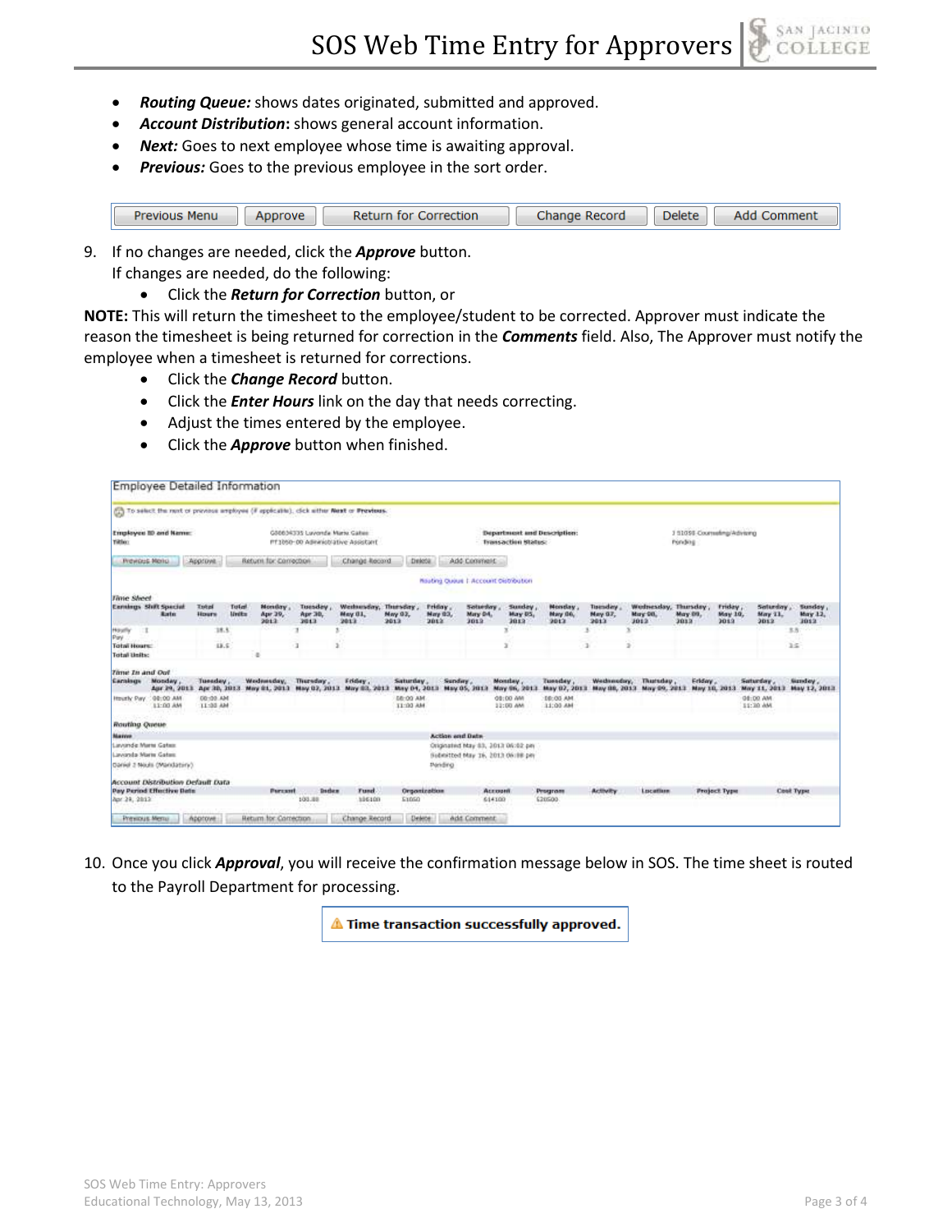- ***Routing Queue:*** shows dates originated, submitted and approved.
- ***Account Distribution*:** shows general account information.
- ***Next:*** Goes to next employee whose time is awaiting approval.
- ***Previous:*** Goes to the previous employee in the sort order.

| Previous Menu | Approve | Return for Correction | Change Record | Delete | Add Comment |
|---|---|---|---|---|---|

9. If no changes are needed, click the ***Approve*** button.
   If changes are needed, do the following:
   - Click the ***Return for Correction*** button, or

**NOTE:** This will return the timesheet to the employee/student to be corrected. Approver must indicate the reason the timesheet is being returned for correction in the ***Comments*** field. Also, The Approver must notify the employee when a timesheet is returned for corrections.

   - Click the ***Change Record*** button.
   - Click the ***Enter Hours*** link on the day that needs correcting.
   - Adjust the times entered by the employee.
   - Click the ***Approve*** button when finished.

10. Once you click ***Approval***, you will receive the confirmation message below in SOS. The time sheet is routed to the Payroll Department for processing.

⚠ **Time transaction successfully approved.**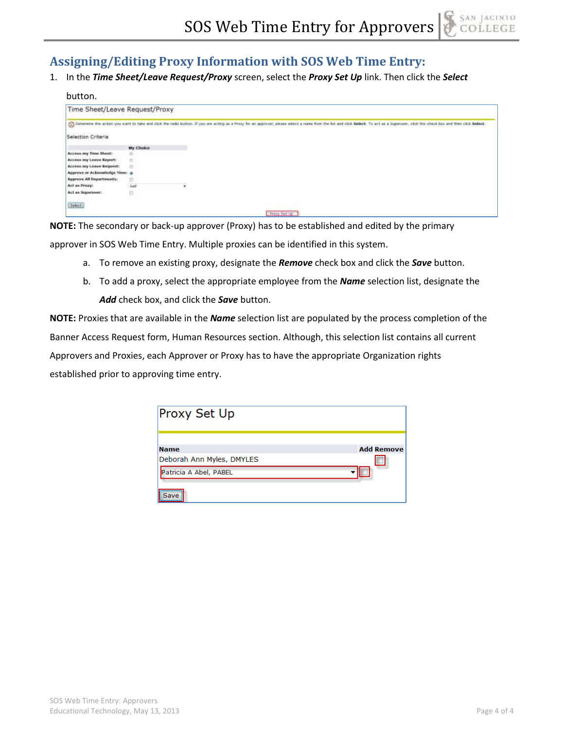## Assigning/Editing Proxy Information with SOS Web Time Entry:

1. In the ***Time Sheet/Leave Request/Proxy*** screen, select the ***Proxy Set Up*** link. Then click the ***Select*** button.

**NOTE:** The secondary or back-up approver (Proxy) has to be established and edited by the primary approver in SOS Web Time Entry. Multiple proxies can be identified in this system.

   a. To remove an existing proxy, designate the ***Remove*** check box and click the ***Save*** button.

   b. To add a proxy, select the appropriate employee from the ***Name*** selection list, designate the ***Add*** check box, and click the ***Save*** button.

**NOTE:** Proxies that are available in the ***Name*** selection list are populated by the process completion of the Banner Access Request form, Human Resources section. Although, this selection list contains all current Approvers and Proxies, each Approver or Proxy has to have the appropriate Organization rights established prior to approving time entry.